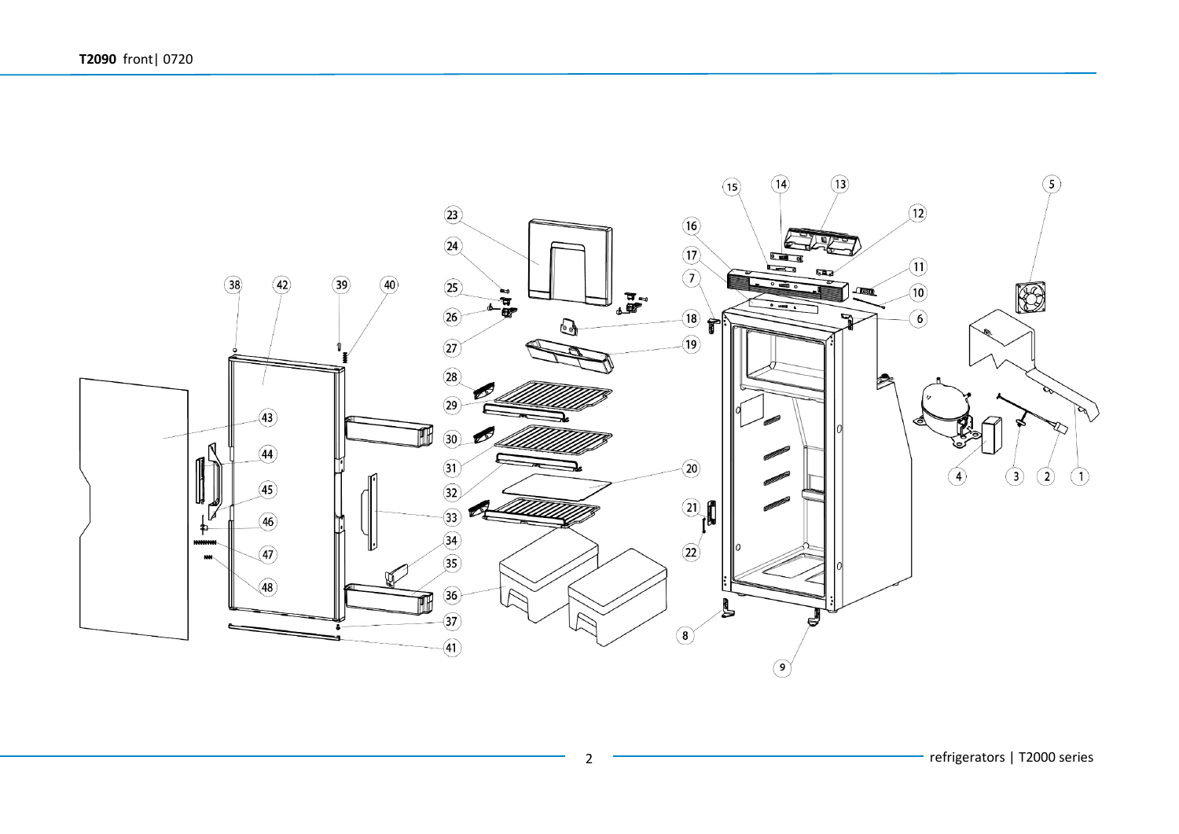**T2090** front| 0720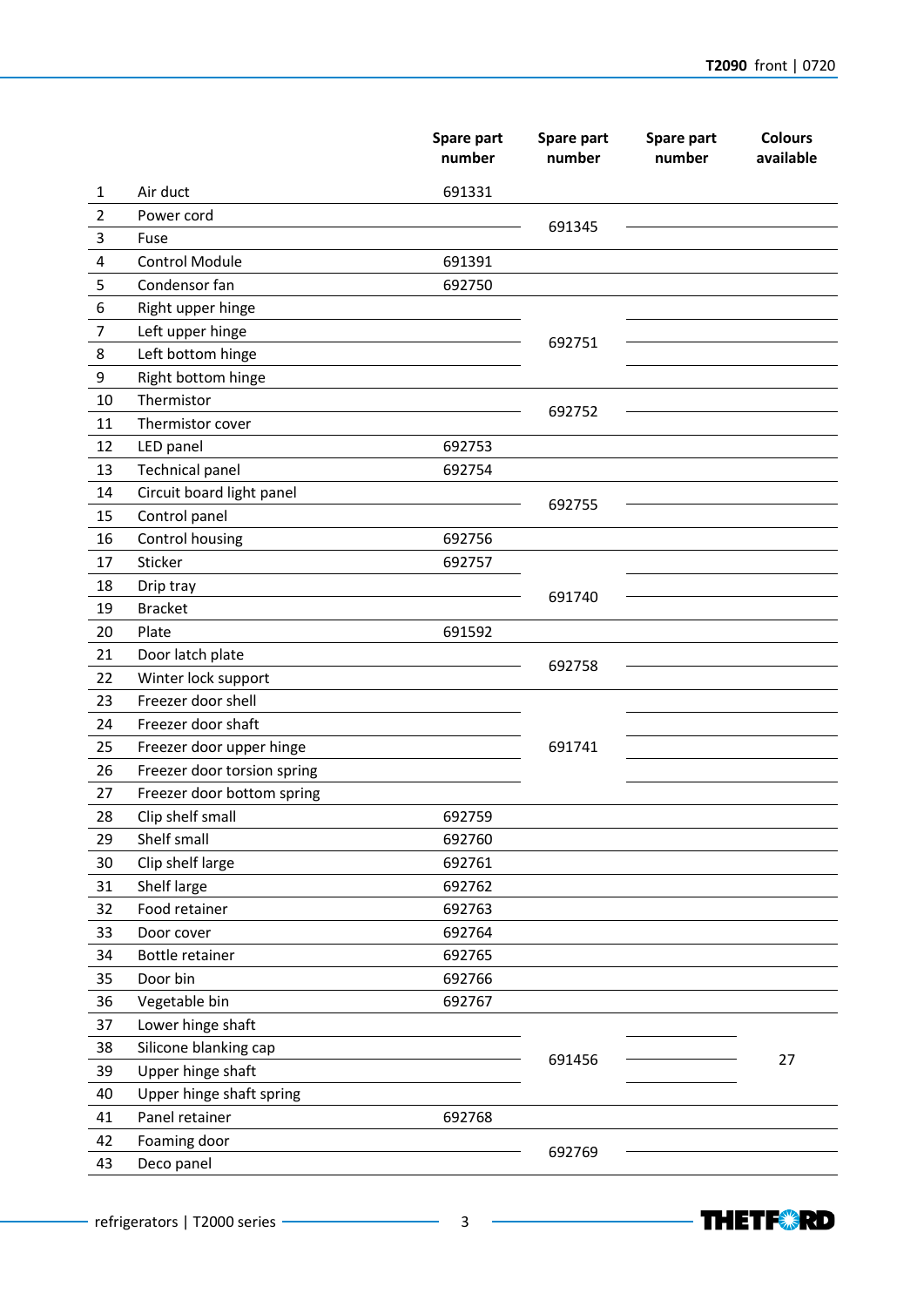| | | Spare part number | Spare part number | Spare part number | Colours available |
|---|---|---|---|---|---|
| 1 | Air duct | 691331 | | | |
| 2 | Power cord | | 691345 | | |
| 3 | Fuse | | | | |
| 4 | Control Module | 691391 | | | |
| 5 | Condensor fan | 692750 | | | |
| 6 | Right upper hinge | | 692751 | | |
| 7 | Left upper hinge | | | | |
| 8 | Left bottom hinge | | | | |
| 9 | Right bottom hinge | | | | |
| 10 | Thermistor | | 692752 | | |
| 11 | Thermistor cover | | | | |
| 12 | LED panel | 692753 | | | |
| 13 | Technical panel | 692754 | | | |
| 14 | Circuit board light panel | | 692755 | | |
| 15 | Control panel | | | | |
| 16 | Control housing | 692756 | | | |
| 17 | Sticker | 692757 | | | |
| 18 | Drip tray | | 691740 | | |
| 19 | Bracket | | | | |
| 20 | Plate | 691592 | | | |
| 21 | Door latch plate | | 692758 | | |
| 22 | Winter lock support | | | | |
| 23 | Freezer door shell | | 691741 | | |
| 24 | Freezer door shaft | | | | |
| 25 | Freezer door upper hinge | | | | |
| 26 | Freezer door torsion spring | | | | |
| 27 | Freezer door bottom spring | | | | |
| 28 | Clip shelf small | 692759 | | | |
| 29 | Shelf small | 692760 | | | |
| 30 | Clip shelf large | 692761 | | | |
| 31 | Shelf large | 692762 | | | |
| 32 | Food retainer | 692763 | | | |
| 33 | Door cover | 692764 | | | |
| 34 | Bottle retainer | 692765 | | | |
| 35 | Door bin | 692766 | | | |
| 36 | Vegetable bin | 692767 | | | |
| 37 | Lower hinge shaft | | 691456 | | 27 |
| 38 | Silicone blanking cap | | | | |
| 39 | Upper hinge shaft | | | | |
| 40 | Upper hinge shaft spring | | | | |
| 41 | Panel retainer | 692768 | | | |
| 42 | Foaming door | | 692769 | | |
| 43 | Deco panel | | | | |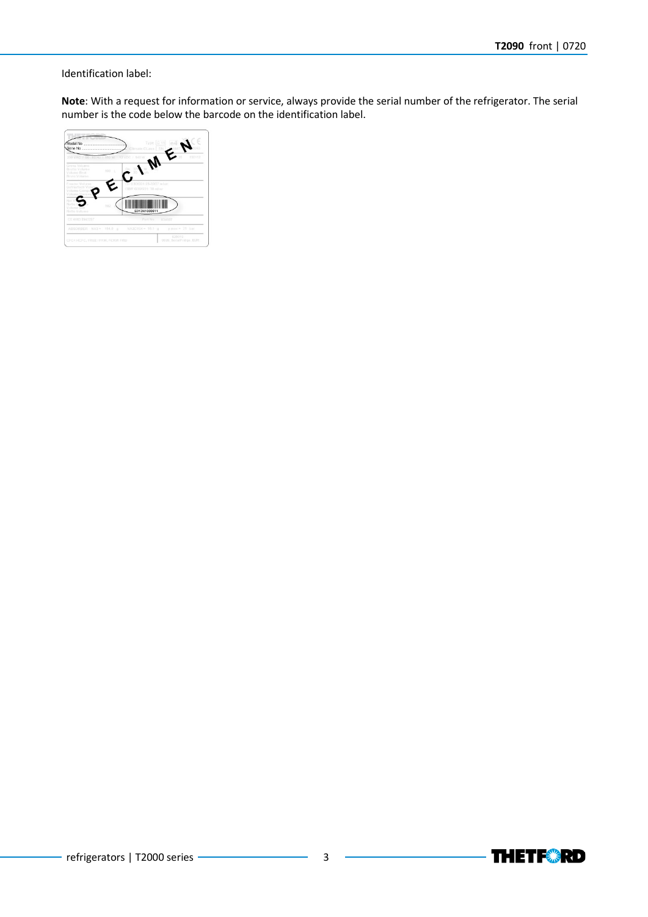Identification label:

**Note**: With a request for information or service, always provide the serial number of the refrigerator. The serial number is the code below the barcode on the identification label.